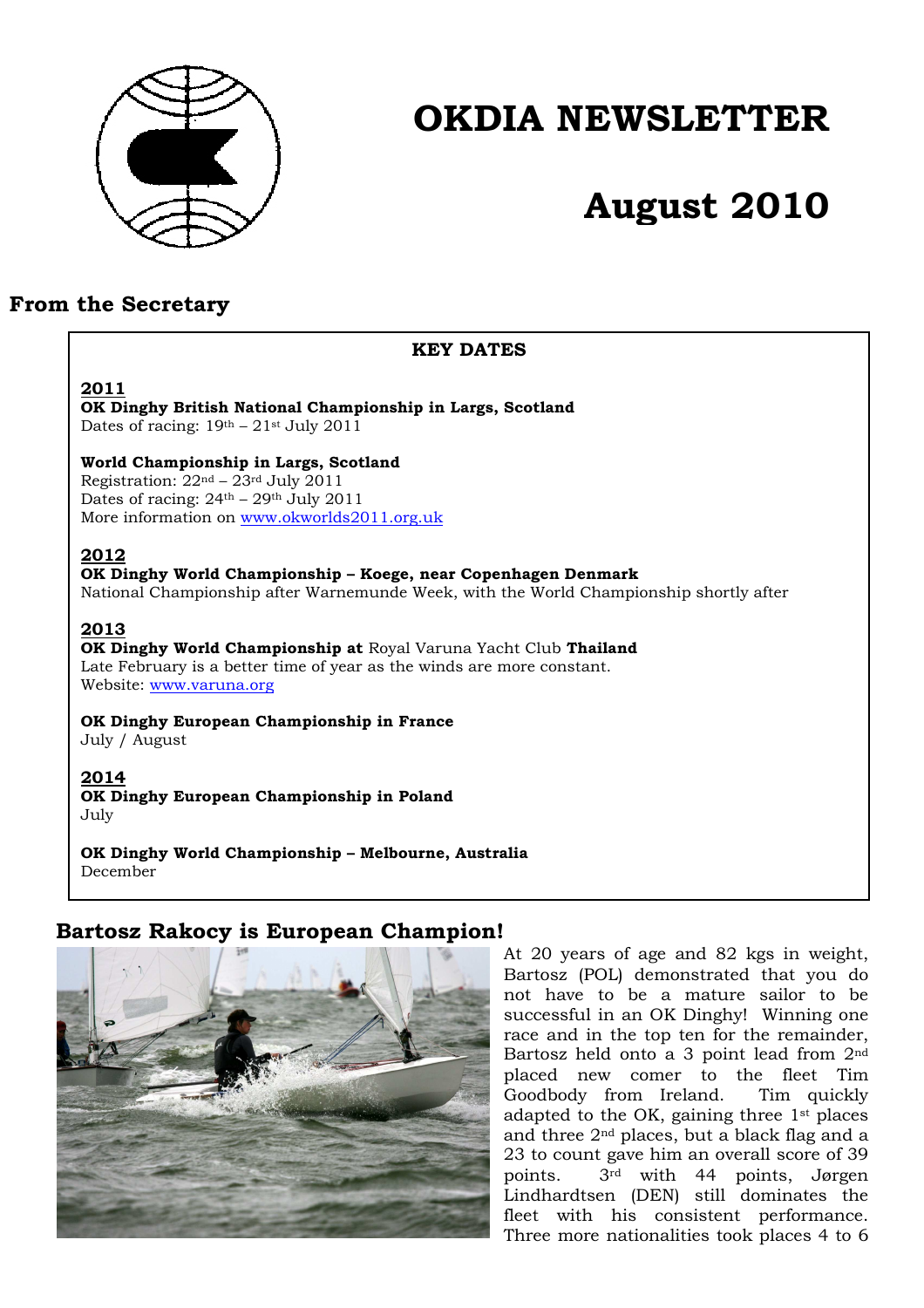# OKDIA NEWSLETTER

# August 2010

## From the Secretary

**KEY DATES**

**2011**

**OK Dinghy British National Championship in Largs, Scotland**
Dates of racing: 19th – 21st July 2011

**World Championship in Largs, Scotland**
Registration: 22nd – 23rd July 2011
Dates of racing: 24th – 29th July 2011
More information on www.okworlds2011.org.uk

**2012**

**OK Dinghy World Championship – Koege, near Copenhagen Denmark**
National Championship after Warnemunde Week, with the World Championship shortly after

**2013**

**OK Dinghy World Championship at** Royal Varuna Yacht Club **Thailand**
Late February is a better time of year as the winds are more constant.
Website: www.varuna.org

**OK Dinghy European Championship in France**
July / August

**2014**

**OK Dinghy European Championship in Poland**
July

**OK Dinghy World Championship – Melbourne, Australia**
December

## Bartosz Rakocy is European Champion!

At 20 years of age and 82 kgs in weight, Bartosz (POL) demonstrated that you do not have to be a mature sailor to be successful in an OK Dinghy! Winning one race and in the top ten for the remainder, Bartosz held onto a 3 point lead from 2nd placed new comer to the fleet Tim Goodbody from Ireland. Tim quickly adapted to the OK, gaining three 1st places and three 2nd places, but a black flag and a 23 to count gave him an overall score of 39 points. 3rd with 44 points, Jørgen Lindhardtsen (DEN) still dominates the fleet with his consistent performance. Three more nationalities took places 4 to 6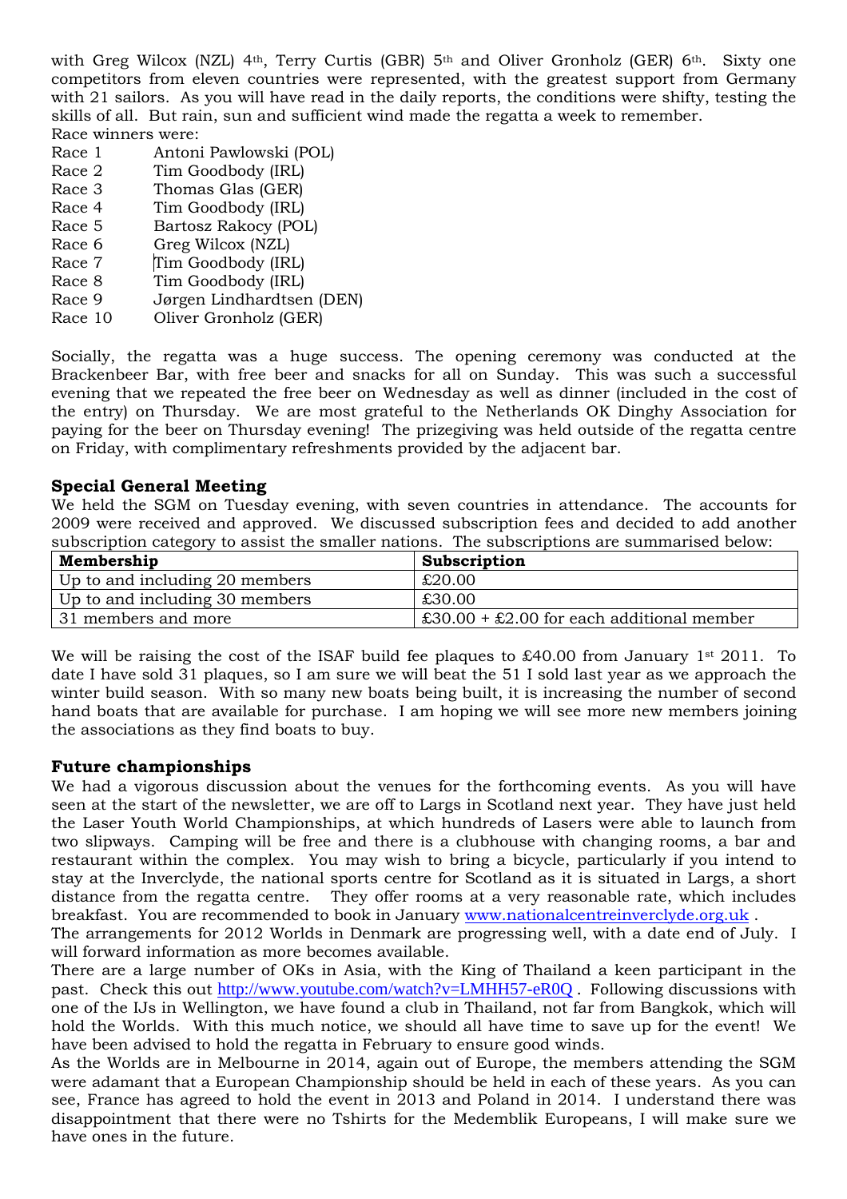with Greg Wilcox (NZL) 4th, Terry Curtis (GBR) 5th and Oliver Gronholz (GER) 6th. Sixty one competitors from eleven countries were represented, with the greatest support from Germany with 21 sailors. As you will have read in the daily reports, the conditions were shifty, testing the skills of all. But rain, sun and sufficient wind made the regatta a week to remember.

Race winners were:

Race 1 Antoni Pawlowski (POL)
Race 2 Tim Goodbody (IRL)
Race 3 Thomas Glas (GER)
Race 4 Tim Goodbody (IRL)
Race 5 Bartosz Rakocy (POL)
Race 6 Greg Wilcox (NZL)
Race 7 Tim Goodbody (IRL)
Race 8 Tim Goodbody (IRL)
Race 9 Jørgen Lindhardtsen (DEN)
Race 10 Oliver Gronholz (GER)

Socially, the regatta was a huge success. The opening ceremony was conducted at the Brackenbeer Bar, with free beer and snacks for all on Sunday. This was such a successful evening that we repeated the free beer on Wednesday as well as dinner (included in the cost of the entry) on Thursday. We are most grateful to the Netherlands OK Dinghy Association for paying for the beer on Thursday evening! The prizegiving was held outside of the regatta centre on Friday, with complimentary refreshments provided by the adjacent bar.

## Special General Meeting

We held the SGM on Tuesday evening, with seven countries in attendance. The accounts for 2009 were received and approved. We discussed subscription fees and decided to add another subscription category to assist the smaller nations. The subscriptions are summarised below:

| Membership | Subscription |
|---|---|
| Up to and including 20 members | £20.00 |
| Up to and including 30 members | £30.00 |
| 31 members and more | £30.00 + £2.00 for each additional member |

We will be raising the cost of the ISAF build fee plaques to £40.00 from January 1st 2011. To date I have sold 31 plaques, so I am sure we will beat the 51 I sold last year as we approach the winter build season. With so many new boats being built, it is increasing the number of second hand boats that are available for purchase. I am hoping we will see more new members joining the associations as they find boats to buy.

## Future championships

We had a vigorous discussion about the venues for the forthcoming events. As you will have seen at the start of the newsletter, we are off to Largs in Scotland next year. They have just held the Laser Youth World Championships, at which hundreds of Lasers were able to launch from two slipways. Camping will be free and there is a clubhouse with changing rooms, a bar and restaurant within the complex. You may wish to bring a bicycle, particularly if you intend to stay at the Inverclyde, the national sports centre for Scotland as it is situated in Largs, a short distance from the regatta centre. They offer rooms at a very reasonable rate, which includes breakfast. You are recommended to book in January www.nationalcentreinverclyde.org.uk .

The arrangements for 2012 Worlds in Denmark are progressing well, with a date end of July. I will forward information as more becomes available.

There are a large number of OKs in Asia, with the King of Thailand a keen participant in the past. Check this out http://www.youtube.com/watch?v=LMHH57-eR0Q . Following discussions with one of the IJs in Wellington, we have found a club in Thailand, not far from Bangkok, which will hold the Worlds. With this much notice, we should all have time to save up for the event! We have been advised to hold the regatta in February to ensure good winds.

As the Worlds are in Melbourne in 2014, again out of Europe, the members attending the SGM were adamant that a European Championship should be held in each of these years. As you can see, France has agreed to hold the event in 2013 and Poland in 2014. I understand there was disappointment that there were no Tshirts for the Medemblik Europeans, I will make sure we have ones in the future.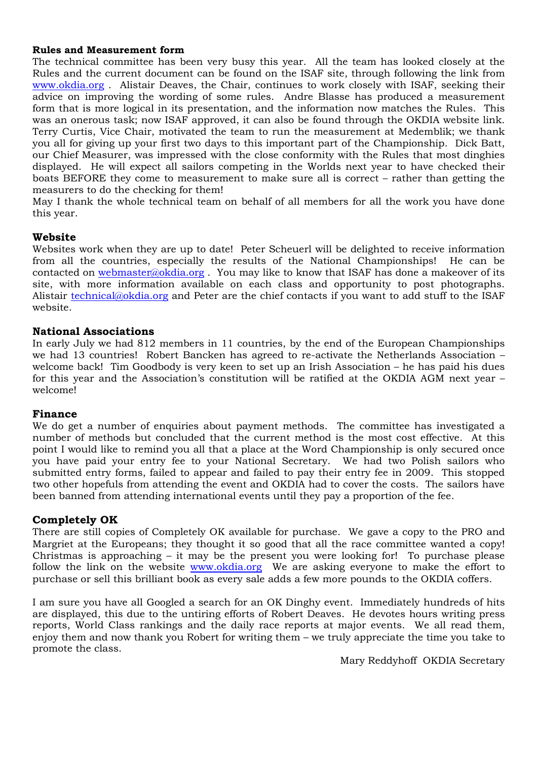**Rules and Measurement form**

The technical committee has been very busy this year. All the team has looked closely at the Rules and the current document can be found on the ISAF site, through following the link from www.okdia.org . Alistair Deaves, the Chair, continues to work closely with ISAF, seeking their advice on improving the wording of some rules. Andre Blasse has produced a measurement form that is more logical in its presentation, and the information now matches the Rules. This was an onerous task; now ISAF approved, it can also be found through the OKDIA website link. Terry Curtis, Vice Chair, motivated the team to run the measurement at Medemblik; we thank you all for giving up your first two days to this important part of the Championship. Dick Batt, our Chief Measurer, was impressed with the close conformity with the Rules that most dinghies displayed. He will expect all sailors competing in the Worlds next year to have checked their boats BEFORE they come to measurement to make sure all is correct – rather than getting the measurers to do the checking for them!

May I thank the whole technical team on behalf of all members for all the work you have done this year.

**Website**

Websites work when they are up to date! Peter Scheuerl will be delighted to receive information from all the countries, especially the results of the National Championships! He can be contacted on webmaster@okdia.org . You may like to know that ISAF has done a makeover of its site, with more information available on each class and opportunity to post photographs. Alistair technical@okdia.org and Peter are the chief contacts if you want to add stuff to the ISAF website.

**National Associations**

In early July we had 812 members in 11 countries, by the end of the European Championships we had 13 countries! Robert Bancken has agreed to re-activate the Netherlands Association – welcome back! Tim Goodbody is very keen to set up an Irish Association – he has paid his dues for this year and the Association's constitution will be ratified at the OKDIA AGM next year – welcome!

**Finance**

We do get a number of enquiries about payment methods. The committee has investigated a number of methods but concluded that the current method is the most cost effective. At this point I would like to remind you all that a place at the Word Championship is only secured once you have paid your entry fee to your National Secretary. We had two Polish sailors who submitted entry forms, failed to appear and failed to pay their entry fee in 2009. This stopped two other hopefuls from attending the event and OKDIA had to cover the costs. The sailors have been banned from attending international events until they pay a proportion of the fee.

**Completely OK**

There are still copies of Completely OK available for purchase. We gave a copy to the PRO and Margriet at the Europeans; they thought it so good that all the race committee wanted a copy! Christmas is approaching – it may be the present you were looking for! To purchase please follow the link on the website www.okdia.org We are asking everyone to make the effort to purchase or sell this brilliant book as every sale adds a few more pounds to the OKDIA coffers.

I am sure you have all Googled a search for an OK Dinghy event. Immediately hundreds of hits are displayed, this due to the untiring efforts of Robert Deaves. He devotes hours writing press reports, World Class rankings and the daily race reports at major events. We all read them, enjoy them and now thank you Robert for writing them – we truly appreciate the time you take to promote the class.

Mary Reddyhoff OKDIA Secretary